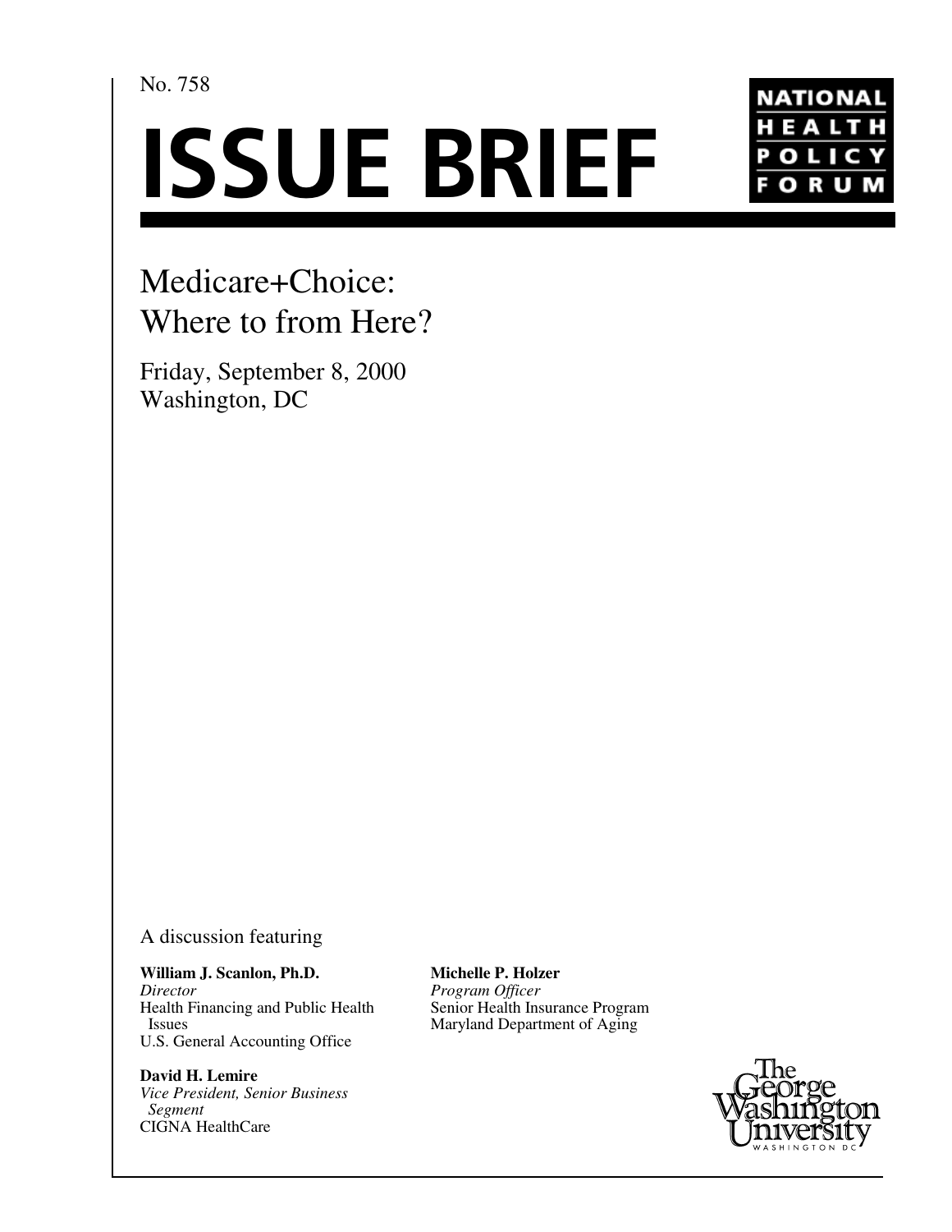No. 758

# ISSUE BRIEF

NATIONAL HEALTH POLICY FORUM

## Medicare+Choice: Where to from Here?

Friday, September 8, 2000
Washington, DC

A discussion featuring

**William J. Scanlon, Ph.D.**
*Director*
Health Financing and Public Health Issues
U.S. General Accounting Office

**David H. Lemire**
*Vice President, Senior Business Segment*
CIGNA HealthCare

**Michelle P. Holzer**
*Program Officer*
Senior Health Insurance Program
Maryland Department of Aging

The George Washington University
WASHINGTON DC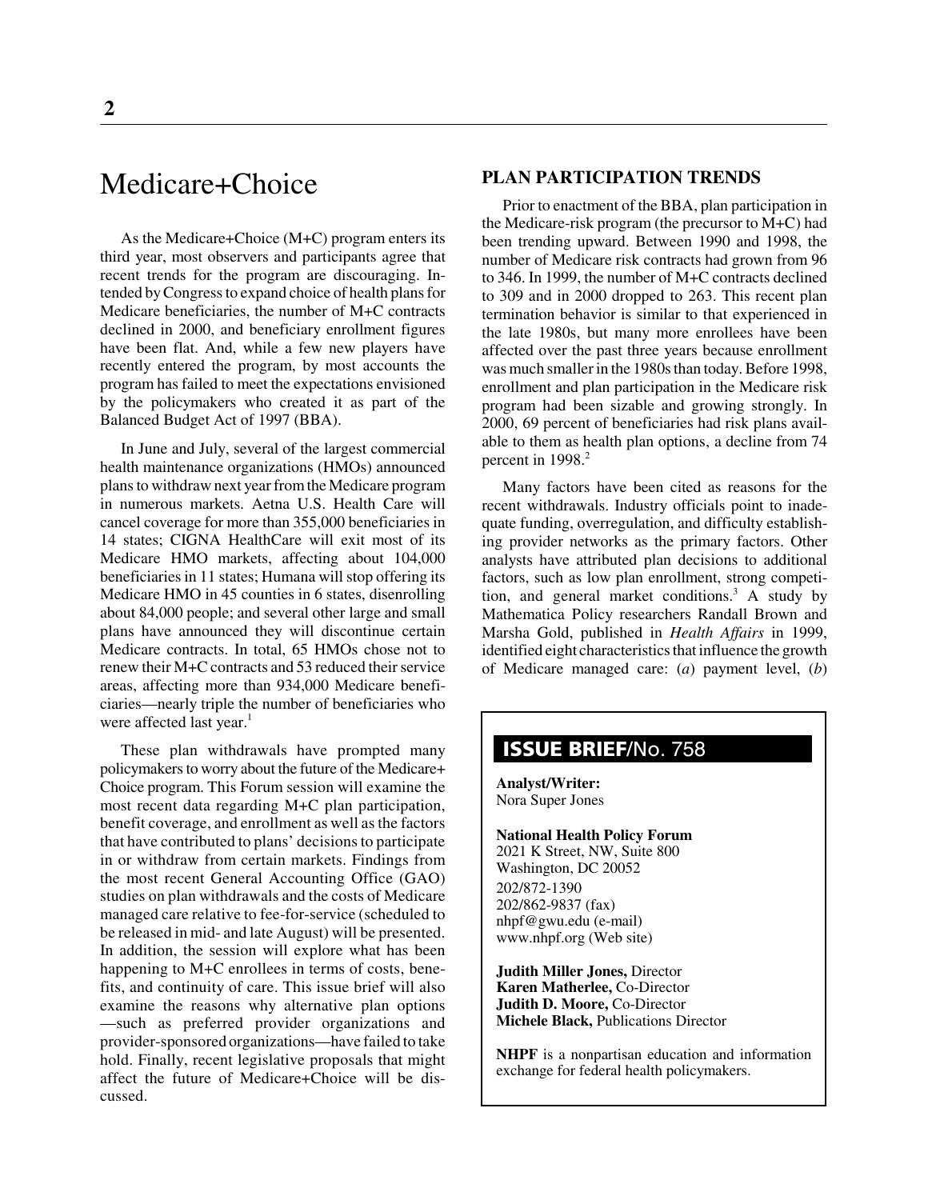# Medicare+Choice

As the Medicare+Choice (M+C) program enters its third year, most observers and participants agree that recent trends for the program are discouraging. Intended by Congress to expand choice of health plans for Medicare beneficiaries, the number of M+C contracts declined in 2000, and beneficiary enrollment figures have been flat. And, while a few new players have recently entered the program, by most accounts the program has failed to meet the expectations envisioned by the policymakers who created it as part of the Balanced Budget Act of 1997 (BBA).

In June and July, several of the largest commercial health maintenance organizations (HMOs) announced plans to withdraw next year from the Medicare program in numerous markets. Aetna U.S. Health Care will cancel coverage for more than 355,000 beneficiaries in 14 states; CIGNA HealthCare will exit most of its Medicare HMO markets, affecting about 104,000 beneficiaries in 11 states; Humana will stop offering its Medicare HMO in 45 counties in 6 states, disenrolling about 84,000 people; and several other large and small plans have announced they will discontinue certain Medicare contracts. In total, 65 HMOs chose not to renew their M+C contracts and 53 reduced their service areas, affecting more than 934,000 Medicare beneficiaries—nearly triple the number of beneficiaries who were affected last year.[1]

These plan withdrawals have prompted many policymakers to worry about the future of the Medicare+Choice program. This Forum session will examine the most recent data regarding M+C plan participation, benefit coverage, and enrollment as well as the factors that have contributed to plans' decisions to participate in or withdraw from certain markets. Findings from the most recent General Accounting Office (GAO) studies on plan withdrawals and the costs of Medicare managed care relative to fee-for-service (scheduled to be released in mid- and late August) will be presented. In addition, the session will explore what has been happening to M+C enrollees in terms of costs, benefits, and continuity of care. This issue brief will also examine the reasons why alternative plan options—such as preferred provider organizations and provider-sponsored organizations—have failed to take hold. Finally, recent legislative proposals that might affect the future of Medicare+Choice will be discussed.

## PLAN PARTICIPATION TRENDS

Prior to enactment of the BBA, plan participation in the Medicare-risk program (the precursor to M+C) had been trending upward. Between 1990 and 1998, the number of Medicare risk contracts had grown from 96 to 346. In 1999, the number of M+C contracts declined to 309 and in 2000 dropped to 263. This recent plan termination behavior is similar to that experienced in the late 1980s, but many more enrollees have been affected over the past three years because enrollment was much smaller in the 1980s than today. Before 1998, enrollment and plan participation in the Medicare risk program had been sizable and growing strongly. In 2000, 69 percent of beneficiaries had risk plans available to them as health plan options, a decline from 74 percent in 1998.[2]

Many factors have been cited as reasons for the recent withdrawals. Industry officials point to inadequate funding, overregulation, and difficulty establishing provider networks as the primary factors. Other analysts have attributed plan decisions to additional factors, such as low plan enrollment, strong competition, and general market conditions.[3] A study by Mathematica Policy researchers Randall Brown and Marsha Gold, published in *Health Affairs* in 1999, identified eight characteristics that influence the growth of Medicare managed care: (*a*) payment level, (*b*)

**ISSUE BRIEF/No. 758**

**Analyst/Writer:**
Nora Super Jones

**National Health Policy Forum**
2021 K Street, NW, Suite 800
Washington, DC 20052
202/872-1390
202/862-9837 (fax)
nhpf@gwu.edu (e-mail)
www.nhpf.org (Web site)

**Judith Miller Jones,** Director
**Karen Matherlee,** Co-Director
**Judith D. Moore,** Co-Director
**Michele Black,** Publications Director

**NHPF** is a nonpartisan education and information exchange for federal health policymakers.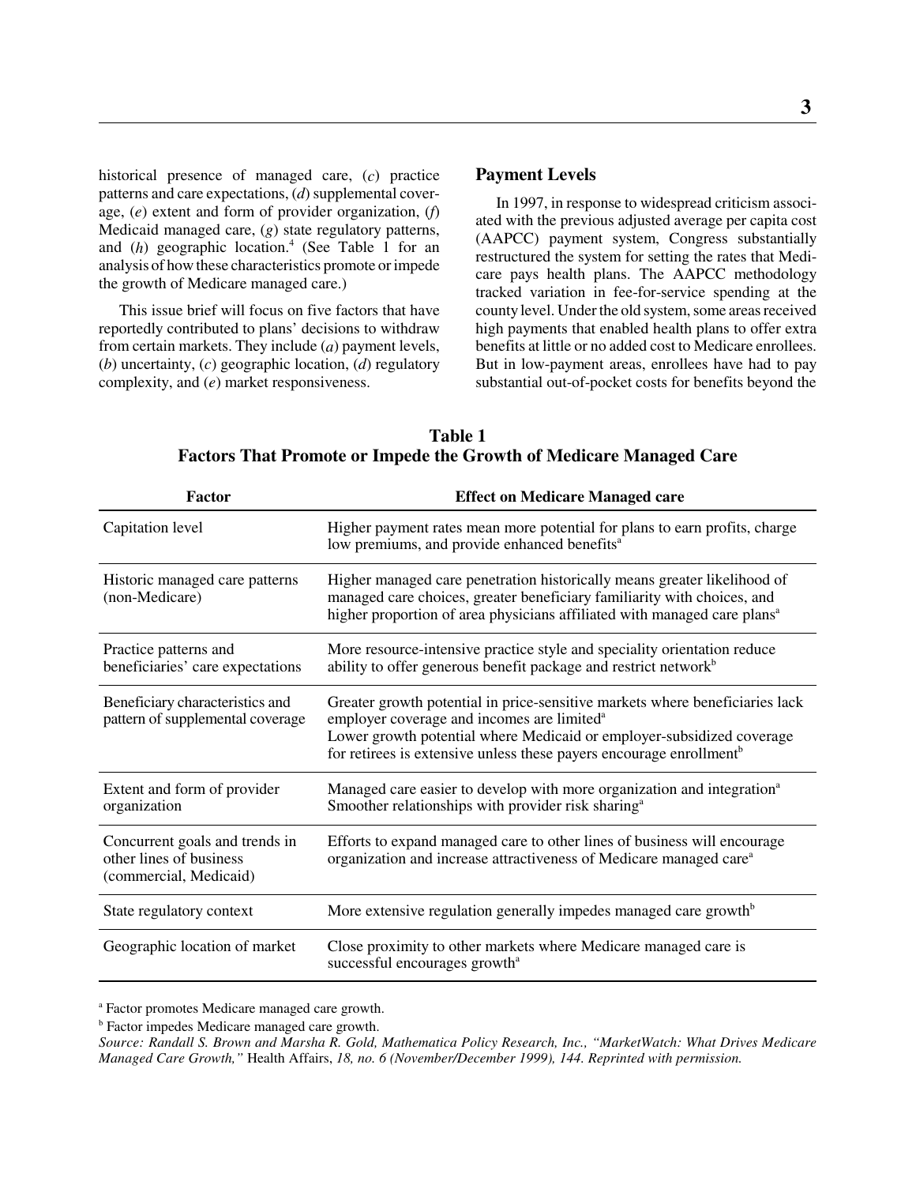historical presence of managed care, (*c*) practice patterns and care expectations, (*d*) supplemental coverage, (*e*) extent and form of provider organization, (*f*) Medicaid managed care, (*g*) state regulatory patterns, and (*h*) geographic location.[4] (See Table 1 for an analysis of how these characteristics promote or impede the growth of Medicare managed care.)

This issue brief will focus on five factors that have reportedly contributed to plans' decisions to withdraw from certain markets. They include (*a*) payment levels, (*b*) uncertainty, (*c*) geographic location, (*d*) regulatory complexity, and (*e*) market responsiveness.

## Payment Levels

In 1997, in response to widespread criticism associated with the previous adjusted average per capita cost (AAPCC) payment system, Congress substantially restructured the system for setting the rates that Medicare pays health plans. The AAPCC methodology tracked variation in fee-for-service spending at the county level. Under the old system, some areas received high payments that enabled health plans to offer extra benefits at little or no added cost to Medicare enrollees. But in low-payment areas, enrollees have had to pay substantial out-of-pocket costs for benefits beyond the

**Table 1**
**Factors That Promote or Impede the Growth of Medicare Managed Care**

| Factor | Effect on Medicare Managed care |
|---|---|
| Capitation level | Higher payment rates mean more potential for plans to earn profits, charge low premiums, and provide enhanced benefits[a] |
| Historic managed care patterns (non-Medicare) | Higher managed care penetration historically means greater likelihood of managed care choices, greater beneficiary familiarity with choices, and higher proportion of area physicians affiliated with managed care plans[a] |
| Practice patterns and beneficiaries' care expectations | More resource-intensive practice style and speciality orientation reduce ability to offer generous benefit package and restrict network[b] |
| Beneficiary characteristics and pattern of supplemental coverage | Greater growth potential in price-sensitive markets where beneficiaries lack employer coverage and incomes are limited[a] Lower growth potential where Medicaid or employer-subsidized coverage for retirees is extensive unless these payers encourage enrollment[b] |
| Extent and form of provider organization | Managed care easier to develop with more organization and integration[a] Smoother relationships with provider risk sharing[a] |
| Concurrent goals and trends in other lines of business (commercial, Medicaid) | Efforts to expand managed care to other lines of business will encourage organization and increase attractiveness of Medicare managed care[a] |
| State regulatory context | More extensive regulation generally impedes managed care growth[b] |
| Geographic location of market | Close proximity to other markets where Medicare managed care is successful encourages growth[a] |

[a] Factor promotes Medicare managed care growth.

[b] Factor impedes Medicare managed care growth.

*Source: Randall S. Brown and Marsha R. Gold, Mathematica Policy Research, Inc., "MarketWatch: What Drives Medicare Managed Care Growth,"* Health Affairs, *18, no. 6 (November/December 1999), 144. Reprinted with permission.*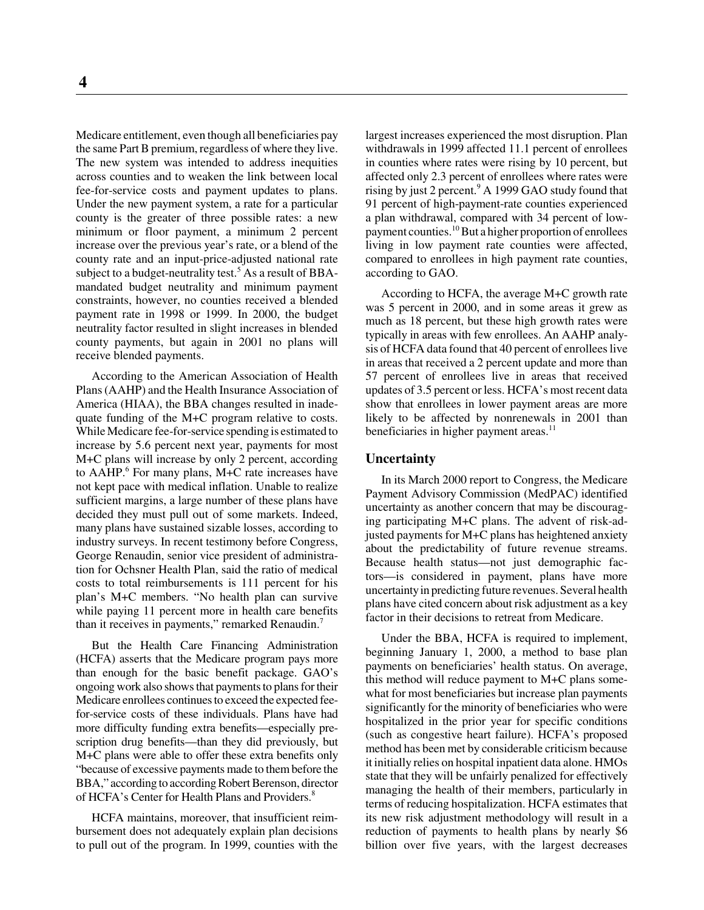Medicare entitlement, even though all beneficiaries pay the same Part B premium, regardless of where they live. The new system was intended to address inequities across counties and to weaken the link between local fee-for-service costs and payment updates to plans. Under the new payment system, a rate for a particular county is the greater of three possible rates: a new minimum or floor payment, a minimum 2 percent increase over the previous year's rate, or a blend of the county rate and an input-price-adjusted national rate subject to a budget-neutrality test.[5] As a result of BBA-mandated budget neutrality and minimum payment constraints, however, no counties received a blended payment rate in 1998 or 1999. In 2000, the budget neutrality factor resulted in slight increases in blended county payments, but again in 2001 no plans will receive blended payments.

According to the American Association of Health Plans (AAHP) and the Health Insurance Association of America (HIAA), the BBA changes resulted in inadequate funding of the M+C program relative to costs. While Medicare fee-for-service spending is estimated to increase by 5.6 percent next year, payments for most M+C plans will increase by only 2 percent, according to AAHP.[6] For many plans, M+C rate increases have not kept pace with medical inflation. Unable to realize sufficient margins, a large number of these plans have decided they must pull out of some markets. Indeed, many plans have sustained sizable losses, according to industry surveys. In recent testimony before Congress, George Renaudin, senior vice president of administration for Ochsner Health Plan, said the ratio of medical costs to total reimbursements is 111 percent for his plan's M+C members. "No health plan can survive while paying 11 percent more in health care benefits than it receives in payments," remarked Renaudin.[7]

But the Health Care Financing Administration (HCFA) asserts that the Medicare program pays more than enough for the basic benefit package. GAO's ongoing work also shows that payments to plans for their Medicare enrollees continues to exceed the expected fee-for-service costs of these individuals. Plans have had more difficulty funding extra benefits—especially prescription drug benefits—than they did previously, but M+C plans were able to offer these extra benefits only "because of excessive payments made to them before the BBA," according to according Robert Berenson, director of HCFA's Center for Health Plans and Providers.[8]

HCFA maintains, moreover, that insufficient reimbursement does not adequately explain plan decisions to pull out of the program. In 1999, counties with the largest increases experienced the most disruption. Plan withdrawals in 1999 affected 11.1 percent of enrollees in counties where rates were rising by 10 percent, but affected only 2.3 percent of enrollees where rates were rising by just 2 percent.[9] A 1999 GAO study found that 91 percent of high-payment-rate counties experienced a plan withdrawal, compared with 34 percent of low-payment counties.[10] But a higher proportion of enrollees living in low payment rate counties were affected, compared to enrollees in high payment rate counties, according to GAO.

According to HCFA, the average M+C growth rate was 5 percent in 2000, and in some areas it grew as much as 18 percent, but these high growth rates were typically in areas with few enrollees. An AAHP analysis of HCFA data found that 40 percent of enrollees live in areas that received a 2 percent update and more than 57 percent of enrollees live in areas that received updates of 3.5 percent or less. HCFA's most recent data show that enrollees in lower payment areas are more likely to be affected by nonrenewals in 2001 than beneficiaries in higher payment areas.[11]

### Uncertainty

In its March 2000 report to Congress, the Medicare Payment Advisory Commission (MedPAC) identified uncertainty as another concern that may be discouraging participating M+C plans. The advent of risk-adjusted payments for M+C plans has heightened anxiety about the predictability of future revenue streams. Because health status—not just demographic factors—is considered in payment, plans have more uncertainty in predicting future revenues. Several health plans have cited concern about risk adjustment as a key factor in their decisions to retreat from Medicare.

Under the BBA, HCFA is required to implement, beginning January 1, 2000, a method to base plan payments on beneficiaries' health status. On average, this method will reduce payment to M+C plans somewhat for most beneficiaries but increase plan payments significantly for the minority of beneficiaries who were hospitalized in the prior year for specific conditions (such as congestive heart failure). HCFA's proposed method has been met by considerable criticism because it initially relies on hospital inpatient data alone. HMOs state that they will be unfairly penalized for effectively managing the health of their members, particularly in terms of reducing hospitalization. HCFA estimates that its new risk adjustment methodology will result in a reduction of payments to health plans by nearly $6 billion over five years, with the largest decreases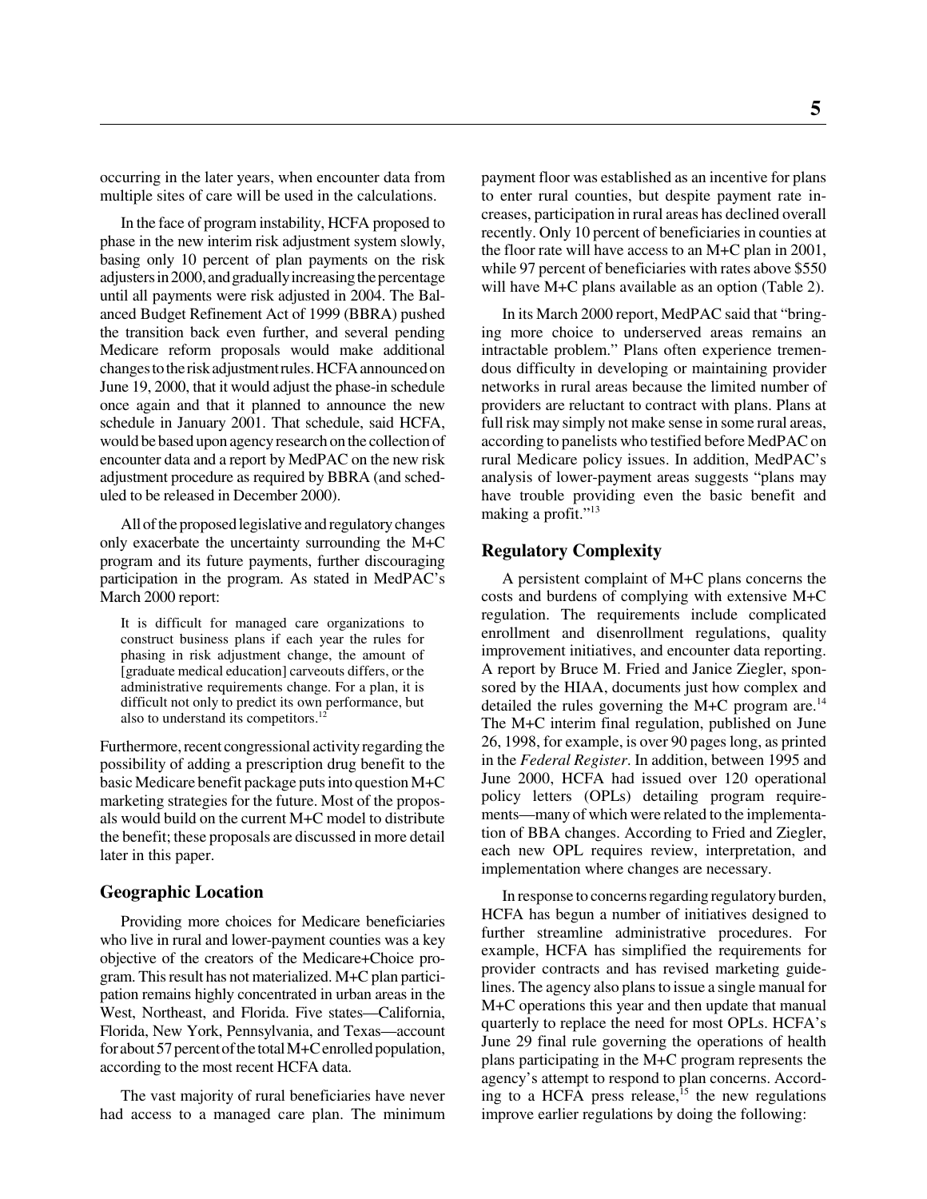occurring in the later years, when encounter data from multiple sites of care will be used in the calculations.

In the face of program instability, HCFA proposed to phase in the new interim risk adjustment system slowly, basing only 10 percent of plan payments on the risk adjusters in 2000, and gradually increasing the percentage until all payments were risk adjusted in 2004. The Balanced Budget Refinement Act of 1999 (BBRA) pushed the transition back even further, and several pending Medicare reform proposals would make additional changes to the risk adjustment rules. HCFA announced on June 19, 2000, that it would adjust the phase-in schedule once again and that it planned to announce the new schedule in January 2001. That schedule, said HCFA, would be based upon agency research on the collection of encounter data and a report by MedPAC on the new risk adjustment procedure as required by BBRA (and scheduled to be released in December 2000).

All of the proposed legislative and regulatory changes only exacerbate the uncertainty surrounding the M+C program and its future payments, further discouraging participation in the program. As stated in MedPAC's March 2000 report:

> It is difficult for managed care organizations to construct business plans if each year the rules for phasing in risk adjustment change, the amount of [graduate medical education] carveouts differs, or the administrative requirements change. For a plan, it is difficult not only to predict its own performance, but also to understand its competitors.[12]

Furthermore, recent congressional activity regarding the possibility of adding a prescription drug benefit to the basic Medicare benefit package puts into question M+C marketing strategies for the future. Most of the proposals would build on the current M+C model to distribute the benefit; these proposals are discussed in more detail later in this paper.

## Geographic Location

Providing more choices for Medicare beneficiaries who live in rural and lower-payment counties was a key objective of the creators of the Medicare+Choice program. This result has not materialized. M+C plan participation remains highly concentrated in urban areas in the West, Northeast, and Florida. Five states—California, Florida, New York, Pennsylvania, and Texas—account for about 57 percent of the total M+C enrolled population, according to the most recent HCFA data.

The vast majority of rural beneficiaries have never had access to a managed care plan. The minimum payment floor was established as an incentive for plans to enter rural counties, but despite payment rate increases, participation in rural areas has declined overall recently. Only 10 percent of beneficiaries in counties at the floor rate will have access to an M+C plan in 2001, while 97 percent of beneficiaries with rates above $550 will have M+C plans available as an option (Table 2).

In its March 2000 report, MedPAC said that "bringing more choice to underserved areas remains an intractable problem." Plans often experience tremendous difficulty in developing or maintaining provider networks in rural areas because the limited number of providers are reluctant to contract with plans. Plans at full risk may simply not make sense in some rural areas, according to panelists who testified before MedPAC on rural Medicare policy issues. In addition, MedPAC's analysis of lower-payment areas suggests "plans may have trouble providing even the basic benefit and making a profit."[13]

## Regulatory Complexity

A persistent complaint of M+C plans concerns the costs and burdens of complying with extensive M+C regulation. The requirements include complicated enrollment and disenrollment regulations, quality improvement initiatives, and encounter data reporting. A report by Bruce M. Fried and Janice Ziegler, sponsored by the HIAA, documents just how complex and detailed the rules governing the M+C program are.[14] The M+C interim final regulation, published on June 26, 1998, for example, is over 90 pages long, as printed in the *Federal Register*. In addition, between 1995 and June 2000, HCFA had issued over 120 operational policy letters (OPLs) detailing program requirements—many of which were related to the implementation of BBA changes. According to Fried and Ziegler, each new OPL requires review, interpretation, and implementation where changes are necessary.

In response to concerns regarding regulatory burden, HCFA has begun a number of initiatives designed to further streamline administrative procedures. For example, HCFA has simplified the requirements for provider contracts and has revised marketing guidelines. The agency also plans to issue a single manual for M+C operations this year and then update that manual quarterly to replace the need for most OPLs. HCFA's June 29 final rule governing the operations of health plans participating in the M+C program represents the agency's attempt to respond to plan concerns. According to a HCFA press release,[15] the new regulations improve earlier regulations by doing the following: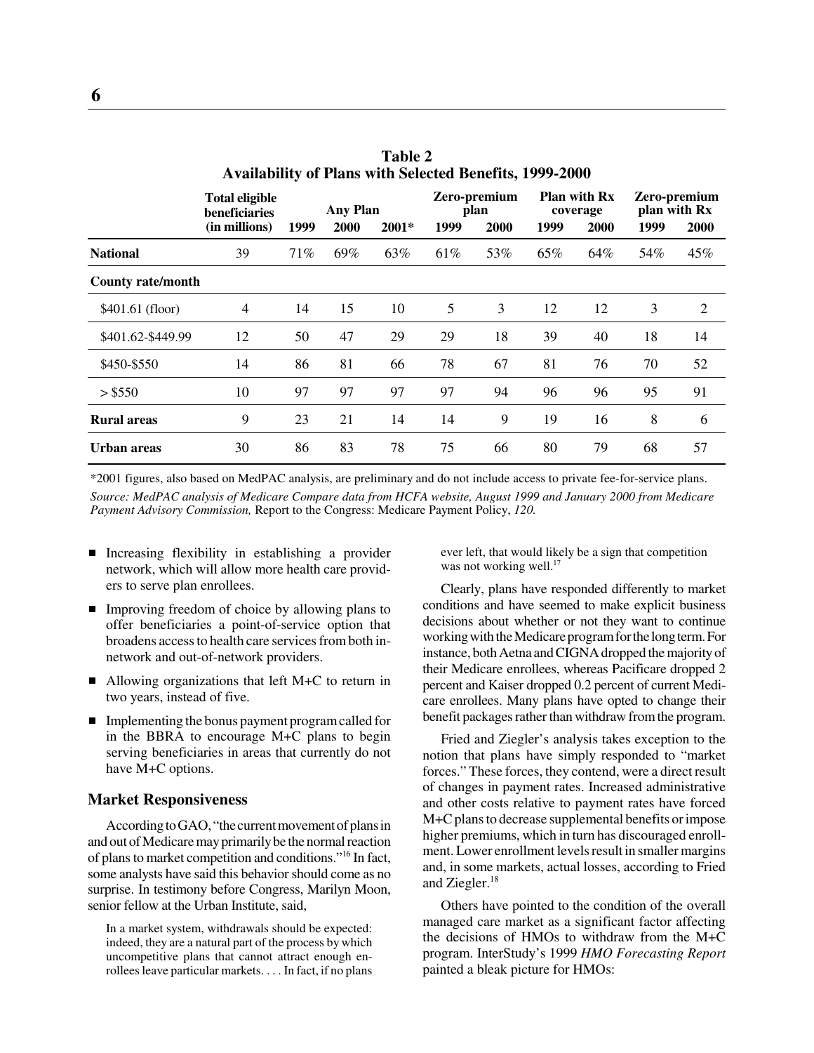**Table 2**
**Availability of Plans with Selected Benefits, 1999-2000**

| | Total eligible beneficiaries (in millions) | Any Plan | | | Zero-premium plan | | Plan with Rx coverage | | Zero-premium plan with Rx | |
|---|---|---|---|---|---|---|---|---|---|---|
| | | 1999 | 2000 | 2001* | 1999 | 2000 | 1999 | 2000 | 1999 | 2000 |
| **National** | 39 | 71% | 69% | 63% | 61% | 53% | 65% | 64% | 54% | 45% |
| **County rate/month** | | | | | | | | | | |
| $401.61 (floor) | 4 | 14 | 15 | 10 | 5 | 3 | 12 | 12 | 3 | 2 |
| $401.62-$449.99 | 12 | 50 | 47 | 29 | 29 | 18 | 39 | 40 | 18 | 14 |
| $450-$550 | 14 | 86 | 81 | 66 | 78 | 67 | 81 | 76 | 70 | 52 |
| > $550 | 10 | 97 | 97 | 97 | 97 | 94 | 96 | 96 | 95 | 91 |
| **Rural areas** | 9 | 23 | 21 | 14 | 14 | 9 | 19 | 16 | 8 | 6 |
| **Urban areas** | 30 | 86 | 83 | 78 | 75 | 66 | 80 | 79 | 68 | 57 |

*2001 figures, also based on MedPAC analysis, are preliminary and do not include access to private fee-for-service plans.

*Source: MedPAC analysis of Medicare Compare data from HCFA website, August 1999 and January 2000 from Medicare Payment Advisory Commission,* Report to the Congress: Medicare Payment Policy, *120.*

- Increasing flexibility in establishing a provider network, which will allow more health care providers to serve plan enrollees.
- Improving freedom of choice by allowing plans to offer beneficiaries a point-of-service option that broadens access to health care services from both in-network and out-of-network providers.
- Allowing organizations that left M+C to return in two years, instead of five.
- Implementing the bonus payment program called for in the BBRA to encourage M+C plans to begin serving beneficiaries in areas that currently do not have M+C options.

### Market Responsiveness

According to GAO, "the current movement of plans in and out of Medicare may primarily be the normal reaction of plans to market competition and conditions."[16] In fact, some analysts have said this behavior should come as no surprise. In testimony before Congress, Marilyn Moon, senior fellow at the Urban Institute, said,

> In a market system, withdrawals should be expected: indeed, they are a natural part of the process by which uncompetitive plans that cannot attract enough enrollees leave particular markets. . . . In fact, if no plans ever left, that would likely be a sign that competition was not working well.[17]

Clearly, plans have responded differently to market conditions and have seemed to make explicit business decisions about whether or not they want to continue working with the Medicare program for the long term. For instance, both Aetna and CIGNA dropped the majority of their Medicare enrollees, whereas Pacificare dropped 2 percent and Kaiser dropped 0.2 percent of current Medicare enrollees. Many plans have opted to change their benefit packages rather than withdraw from the program.

Fried and Ziegler's analysis takes exception to the notion that plans have simply responded to "market forces." These forces, they contend, were a direct result of changes in payment rates. Increased administrative and other costs relative to payment rates have forced M+C plans to decrease supplemental benefits or impose higher premiums, which in turn has discouraged enrollment. Lower enrollment levels result in smaller margins and, in some markets, actual losses, according to Fried and Ziegler.[18]

Others have pointed to the condition of the overall managed care market as a significant factor affecting the decisions of HMOs to withdraw from the M+C program. InterStudy's 1999 *HMO Forecasting Report* painted a bleak picture for HMOs: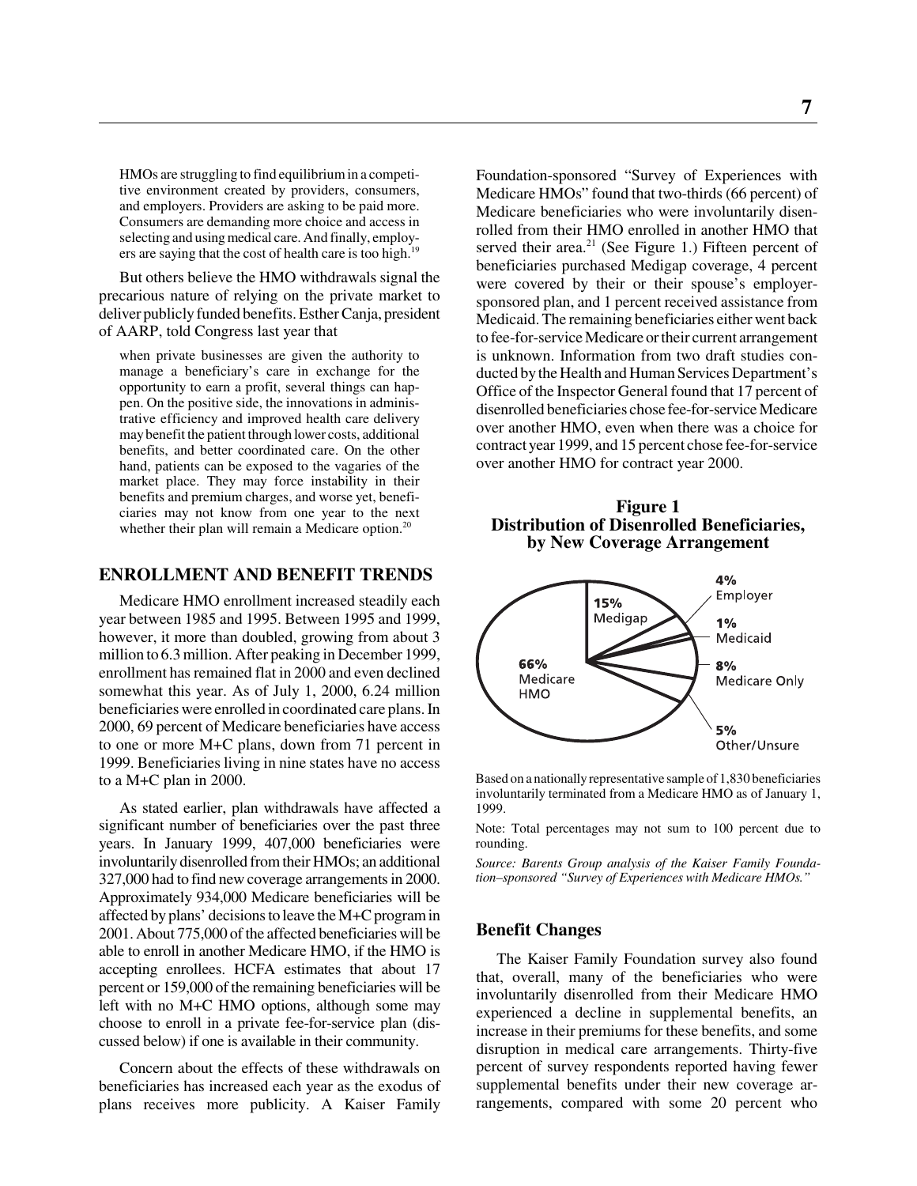> HMOs are struggling to find equilibrium in a competitive environment created by providers, consumers, and employers. Providers are asking to be paid more. Consumers are demanding more choice and access in selecting and using medical care. And finally, employers are saying that the cost of health care is too high.[19]

But others believe the HMO withdrawals signal the precarious nature of relying on the private market to deliver publicly funded benefits. Esther Canja, president of AARP, told Congress last year that

> when private businesses are given the authority to manage a beneficiary's care in exchange for the opportunity to earn a profit, several things can happen. On the positive side, the innovations in administrative efficiency and improved health care delivery may benefit the patient through lower costs, additional benefits, and better coordinated care. On the other hand, patients can be exposed to the vagaries of the market place. They may force instability in their benefits and premium charges, and worse yet, beneficiaries may not know from one year to the next whether their plan will remain a Medicare option.[20]

## ENROLLMENT AND BENEFIT TRENDS

Medicare HMO enrollment increased steadily each year between 1985 and 1995. Between 1995 and 1999, however, it more than doubled, growing from about 3 million to 6.3 million. After peaking in December 1999, enrollment has remained flat in 2000 and even declined somewhat this year. As of July 1, 2000, 6.24 million beneficiaries were enrolled in coordinated care plans. In 2000, 69 percent of Medicare beneficiaries have access to one or more M+C plans, down from 71 percent in 1999. Beneficiaries living in nine states have no access to a M+C plan in 2000.

As stated earlier, plan withdrawals have affected a significant number of beneficiaries over the past three years. In January 1999, 407,000 beneficiaries were involuntarily disenrolled from their HMOs; an additional 327,000 had to find new coverage arrangements in 2000. Approximately 934,000 Medicare beneficiaries will be affected by plans' decisions to leave the M+C program in 2001. About 775,000 of the affected beneficiaries will be able to enroll in another Medicare HMO, if the HMO is accepting enrollees. HCFA estimates that about 17 percent or 159,000 of the remaining beneficiaries will be left with no M+C HMO options, although some may choose to enroll in a private fee-for-service plan (discussed below) if one is available in their community.

Concern about the effects of these withdrawals on beneficiaries has increased each year as the exodus of plans receives more publicity. A Kaiser Family Foundation-sponsored "Survey of Experiences with Medicare HMOs" found that two-thirds (66 percent) of Medicare beneficiaries who were involuntarily disenrolled from their HMO enrolled in another HMO that served their area.[21] (See Figure 1.) Fifteen percent of beneficiaries purchased Medigap coverage, 4 percent were covered by their or their spouse's employer-sponsored plan, and 1 percent received assistance from Medicaid. The remaining beneficiaries either went back to fee-for-service Medicare or their current arrangement is unknown. Information from two draft studies conducted by the Health and Human Services Department's Office of the Inspector General found that 17 percent of disenrolled beneficiaries chose fee-for-service Medicare over another HMO, even when there was a choice for contract year 1999, and 15 percent chose fee-for-service over another HMO for contract year 2000.

**Figure 1**
**Distribution of Disenrolled Beneficiaries, by New Coverage Arrangement**

| Coverage Arrangement | Percent |
| --- | --- |
| Medicare HMO | 66% |
| Medigap | 15% |
| Employer | 4% |
| Medicaid | 1% |
| Medicare Only | 8% |
| Other/Unsure | 5% |

Based on a nationally representative sample of 1,830 beneficiaries involuntarily terminated from a Medicare HMO as of January 1, 1999.

Note: Total percentages may not sum to 100 percent due to rounding.

*Source: Barents Group analysis of the Kaiser Family Foundation–sponsored "Survey of Experiences with Medicare HMOs."*

### Benefit Changes

The Kaiser Family Foundation survey also found that, overall, many of the beneficiaries who were involuntarily disenrolled from their Medicare HMO experienced a decline in supplemental benefits, an increase in their premiums for these benefits, and some disruption in medical care arrangements. Thirty-five percent of survey respondents reported having fewer supplemental benefits under their new coverage arrangements, compared with some 20 percent who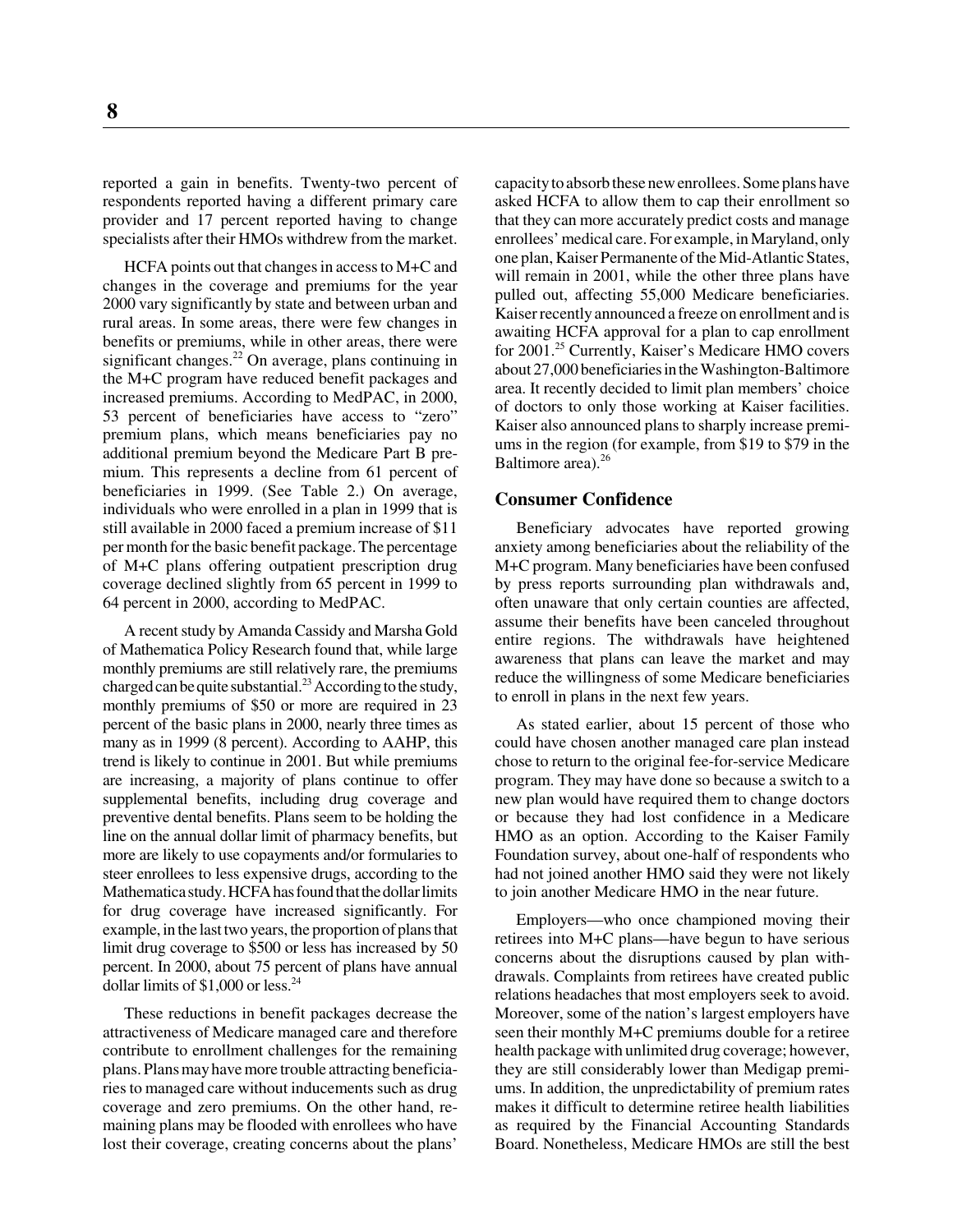reported a gain in benefits. Twenty-two percent of respondents reported having a different primary care provider and 17 percent reported having to change specialists after their HMOs withdrew from the market.

HCFA points out that changes in access to M+C and changes in the coverage and premiums for the year 2000 vary significantly by state and between urban and rural areas. In some areas, there were few changes in benefits or premiums, while in other areas, there were significant changes.[22] On average, plans continuing in the M+C program have reduced benefit packages and increased premiums. According to MedPAC, in 2000, 53 percent of beneficiaries have access to "zero" premium plans, which means beneficiaries pay no additional premium beyond the Medicare Part B premium. This represents a decline from 61 percent of beneficiaries in 1999. (See Table 2.) On average, individuals who were enrolled in a plan in 1999 that is still available in 2000 faced a premium increase of $11 per month for the basic benefit package. The percentage of M+C plans offering outpatient prescription drug coverage declined slightly from 65 percent in 1999 to 64 percent in 2000, according to MedPAC.

A recent study by Amanda Cassidy and Marsha Gold of Mathematica Policy Research found that, while large monthly premiums are still relatively rare, the premiums charged can be quite substantial.[23] According to the study, monthly premiums of $50 or more are required in 23 percent of the basic plans in 2000, nearly three times as many as in 1999 (8 percent). According to AAHP, this trend is likely to continue in 2001. But while premiums are increasing, a majority of plans continue to offer supplemental benefits, including drug coverage and preventive dental benefits. Plans seem to be holding the line on the annual dollar limit of pharmacy benefits, but more are likely to use copayments and/or formularies to steer enrollees to less expensive drugs, according to the Mathematica study. HCFA has found that the dollar limits for drug coverage have increased significantly. For example, in the last two years, the proportion of plans that limit drug coverage to $500 or less has increased by 50 percent. In 2000, about 75 percent of plans have annual dollar limits of $1,000 or less.[24]

These reductions in benefit packages decrease the attractiveness of Medicare managed care and therefore contribute to enrollment challenges for the remaining plans. Plans may have more trouble attracting beneficiaries to managed care without inducements such as drug coverage and zero premiums. On the other hand, remaining plans may be flooded with enrollees who have lost their coverage, creating concerns about the plans' capacity to absorb these new enrollees. Some plans have asked HCFA to allow them to cap their enrollment so that they can more accurately predict costs and manage enrollees' medical care. For example, in Maryland, only one plan, Kaiser Permanente of the Mid-Atlantic States, will remain in 2001, while the other three plans have pulled out, affecting 55,000 Medicare beneficiaries. Kaiser recently announced a freeze on enrollment and is awaiting HCFA approval for a plan to cap enrollment for 2001.[25] Currently, Kaiser's Medicare HMO covers about 27,000 beneficiaries in the Washington-Baltimore area. It recently decided to limit plan members' choice of doctors to only those working at Kaiser facilities. Kaiser also announced plans to sharply increase premiums in the region (for example, from $19 to $79 in the Baltimore area).[26]

### Consumer Confidence

Beneficiary advocates have reported growing anxiety among beneficiaries about the reliability of the M+C program. Many beneficiaries have been confused by press reports surrounding plan withdrawals and, often unaware that only certain counties are affected, assume their benefits have been canceled throughout entire regions. The withdrawals have heightened awareness that plans can leave the market and may reduce the willingness of some Medicare beneficiaries to enroll in plans in the next few years.

As stated earlier, about 15 percent of those who could have chosen another managed care plan instead chose to return to the original fee-for-service Medicare program. They may have done so because a switch to a new plan would have required them to change doctors or because they had lost confidence in a Medicare HMO as an option. According to the Kaiser Family Foundation survey, about one-half of respondents who had not joined another HMO said they were not likely to join another Medicare HMO in the near future.

Employers—who once championed moving their retirees into M+C plans—have begun to have serious concerns about the disruptions caused by plan withdrawals. Complaints from retirees have created public relations headaches that most employers seek to avoid. Moreover, some of the nation's largest employers have seen their monthly M+C premiums double for a retiree health package with unlimited drug coverage; however, they are still considerably lower than Medigap premiums. In addition, the unpredictability of premium rates makes it difficult to determine retiree health liabilities as required by the Financial Accounting Standards Board. Nonetheless, Medicare HMOs are still the best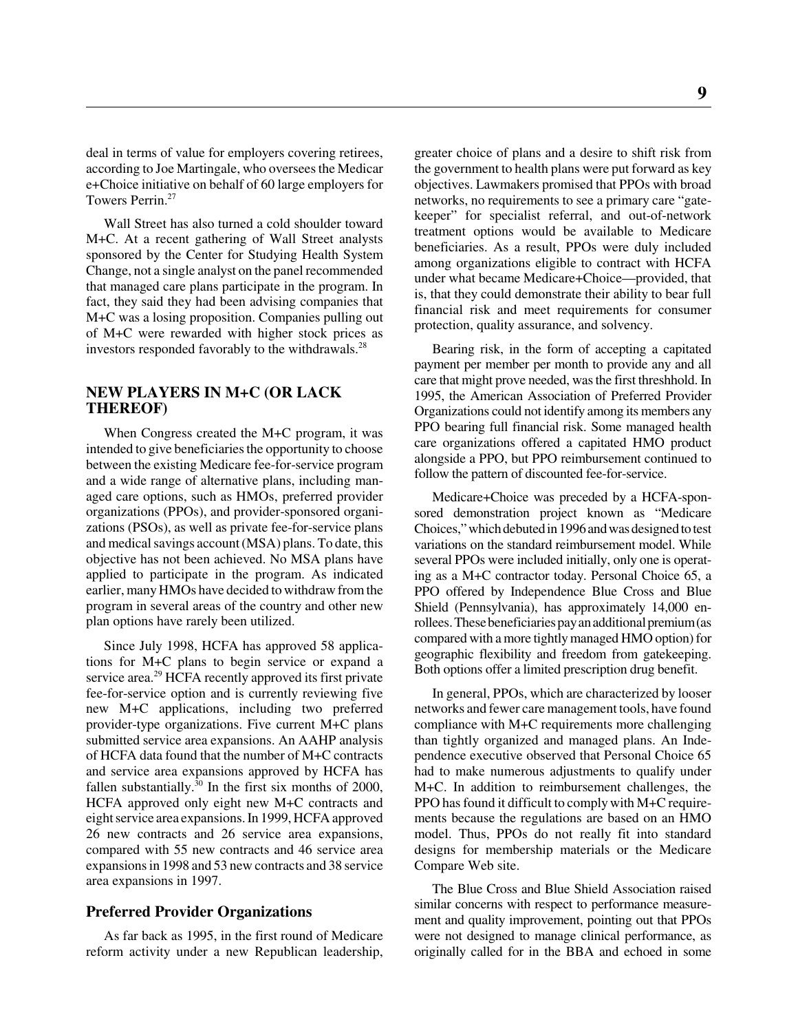deal in terms of value for employers covering retirees, according to Joe Martingale, who oversees the Medicar e+Choice initiative on behalf of 60 large employers for Towers Perrin.[27]

Wall Street has also turned a cold shoulder toward M+C. At a recent gathering of Wall Street analysts sponsored by the Center for Studying Health System Change, not a single analyst on the panel recommended that managed care plans participate in the program. In fact, they said they had been advising companies that M+C was a losing proposition. Companies pulling out of M+C were rewarded with higher stock prices as investors responded favorably to the withdrawals.[28]

## NEW PLAYERS IN M+C (OR LACK THEREOF)

When Congress created the M+C program, it was intended to give beneficiaries the opportunity to choose between the existing Medicare fee-for-service program and a wide range of alternative plans, including managed care options, such as HMOs, preferred provider organizations (PPOs), and provider-sponsored organizations (PSOs), as well as private fee-for-service plans and medical savings account (MSA) plans. To date, this objective has not been achieved. No MSA plans have applied to participate in the program. As indicated earlier, many HMOs have decided to withdraw from the program in several areas of the country and other new plan options have rarely been utilized.

Since July 1998, HCFA has approved 58 applications for M+C plans to begin service or expand a service area.[29] HCFA recently approved its first private fee-for-service option and is currently reviewing five new M+C applications, including two preferred provider-type organizations. Five current M+C plans submitted service area expansions. An AAHP analysis of HCFA data found that the number of M+C contracts and service area expansions approved by HCFA has fallen substantially.[30] In the first six months of 2000, HCFA approved only eight new M+C contracts and eight service area expansions. In 1999, HCFA approved 26 new contracts and 26 service area expansions, compared with 55 new contracts and 46 service area expansions in 1998 and 53 new contracts and 38 service area expansions in 1997.

### Preferred Provider Organizations

As far back as 1995, in the first round of Medicare reform activity under a new Republican leadership, greater choice of plans and a desire to shift risk from the government to health plans were put forward as key objectives. Lawmakers promised that PPOs with broad networks, no requirements to see a primary care "gatekeeper" for specialist referral, and out-of-network treatment options would be available to Medicare beneficiaries. As a result, PPOs were duly included among organizations eligible to contract with HCFA under what became Medicare+Choice—provided, that is, that they could demonstrate their ability to bear full financial risk and meet requirements for consumer protection, quality assurance, and solvency.

Bearing risk, in the form of accepting a capitated payment per member per month to provide any and all care that might prove needed, was the first threshhold. In 1995, the American Association of Preferred Provider Organizations could not identify among its members any PPO bearing full financial risk. Some managed health care organizations offered a capitated HMO product alongside a PPO, but PPO reimbursement continued to follow the pattern of discounted fee-for-service.

Medicare+Choice was preceded by a HCFA-sponsored demonstration project known as "Medicare Choices," which debuted in 1996 and was designed to test variations on the standard reimbursement model. While several PPOs were included initially, only one is operating as a M+C contractor today. Personal Choice 65, a PPO offered by Independence Blue Cross and Blue Shield (Pennsylvania), has approximately 14,000 enrollees. These beneficiaries pay an additional premium (as compared with a more tightly managed HMO option) for geographic flexibility and freedom from gatekeeping. Both options offer a limited prescription drug benefit.

In general, PPOs, which are characterized by looser networks and fewer care management tools, have found compliance with M+C requirements more challenging than tightly organized and managed plans. An Independence executive observed that Personal Choice 65 had to make numerous adjustments to qualify under M+C. In addition to reimbursement challenges, the PPO has found it difficult to comply with M+C requirements because the regulations are based on an HMO model. Thus, PPOs do not really fit into standard designs for membership materials or the Medicare Compare Web site.

The Blue Cross and Blue Shield Association raised similar concerns with respect to performance measurement and quality improvement, pointing out that PPOs were not designed to manage clinical performance, as originally called for in the BBA and echoed in some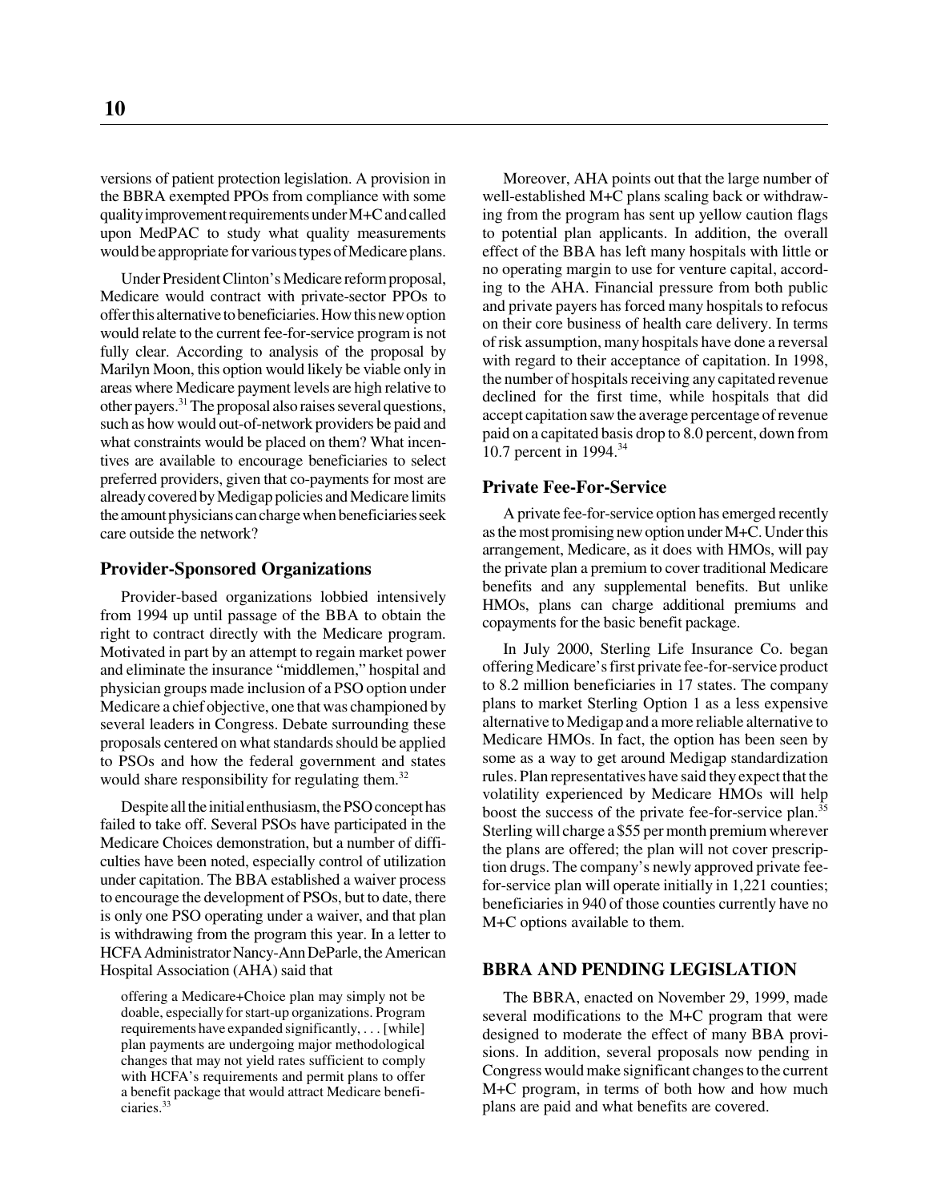versions of patient protection legislation. A provision in the BBRA exempted PPOs from compliance with some quality improvement requirements under M+C and called upon MedPAC to study what quality measurements would be appropriate for various types of Medicare plans.

Under President Clinton's Medicare reform proposal, Medicare would contract with private-sector PPOs to offer this alternative to beneficiaries. How this new option would relate to the current fee-for-service program is not fully clear. According to analysis of the proposal by Marilyn Moon, this option would likely be viable only in areas where Medicare payment levels are high relative to other payers.[31] The proposal also raises several questions, such as how would out-of-network providers be paid and what constraints would be placed on them? What incentives are available to encourage beneficiaries to select preferred providers, given that co-payments for most are already covered by Medigap policies and Medicare limits the amount physicians can charge when beneficiaries seek care outside the network?

### Provider-Sponsored Organizations

Provider-based organizations lobbied intensively from 1994 up until passage of the BBA to obtain the right to contract directly with the Medicare program. Motivated in part by an attempt to regain market power and eliminate the insurance "middlemen," hospital and physician groups made inclusion of a PSO option under Medicare a chief objective, one that was championed by several leaders in Congress. Debate surrounding these proposals centered on what standards should be applied to PSOs and how the federal government and states would share responsibility for regulating them.[32]

Despite all the initial enthusiasm, the PSO concept has failed to take off. Several PSOs have participated in the Medicare Choices demonstration, but a number of difficulties have been noted, especially control of utilization under capitation. The BBA established a waiver process to encourage the development of PSOs, but to date, there is only one PSO operating under a waiver, and that plan is withdrawing from the program this year. In a letter to HCFA Administrator Nancy-Ann DeParle, the American Hospital Association (AHA) said that

> offering a Medicare+Choice plan may simply not be doable, especially for start-up organizations. Program requirements have expanded significantly, . . . [while] plan payments are undergoing major methodological changes that may not yield rates sufficient to comply with HCFA's requirements and permit plans to offer a benefit package that would attract Medicare beneficiaries.[33]

Moreover, AHA points out that the large number of well-established M+C plans scaling back or withdrawing from the program has sent up yellow caution flags to potential plan applicants. In addition, the overall effect of the BBA has left many hospitals with little or no operating margin to use for venture capital, according to the AHA. Financial pressure from both public and private payers has forced many hospitals to refocus on their core business of health care delivery. In terms of risk assumption, many hospitals have done a reversal with regard to their acceptance of capitation. In 1998, the number of hospitals receiving any capitated revenue declined for the first time, while hospitals that did accept capitation saw the average percentage of revenue paid on a capitated basis drop to 8.0 percent, down from 10.7 percent in 1994.[34]

### Private Fee-For-Service

A private fee-for-service option has emerged recently as the most promising new option under M+C. Under this arrangement, Medicare, as it does with HMOs, will pay the private plan a premium to cover traditional Medicare benefits and any supplemental benefits. But unlike HMOs, plans can charge additional premiums and copayments for the basic benefit package.

In July 2000, Sterling Life Insurance Co. began offering Medicare's first private fee-for-service product to 8.2 million beneficiaries in 17 states. The company plans to market Sterling Option 1 as a less expensive alternative to Medigap and a more reliable alternative to Medicare HMOs. In fact, the option has been seen by some as a way to get around Medigap standardization rules. Plan representatives have said they expect that the volatility experienced by Medicare HMOs will help boost the success of the private fee-for-service plan.[35] Sterling will charge a $55 per month premium wherever the plans are offered; the plan will not cover prescription drugs. The company's newly approved private fee-for-service plan will operate initially in 1,221 counties; beneficiaries in 940 of those counties currently have no M+C options available to them.

## BBRA AND PENDING LEGISLATION

The BBRA, enacted on November 29, 1999, made several modifications to the M+C program that were designed to moderate the effect of many BBA provisions. In addition, several proposals now pending in Congress would make significant changes to the current M+C program, in terms of both how and how much plans are paid and what benefits are covered.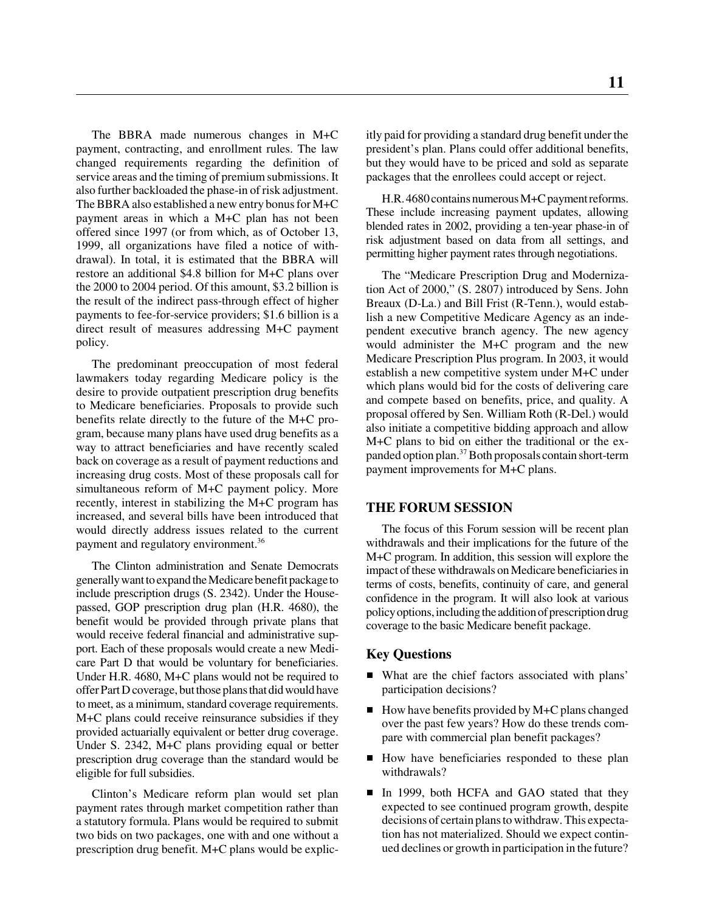The BBRA made numerous changes in M+C payment, contracting, and enrollment rules. The law changed requirements regarding the definition of service areas and the timing of premium submissions. It also further backloaded the phase-in of risk adjustment. The BBRA also established a new entry bonus for M+C payment areas in which a M+C plan has not been offered since 1997 (or from which, as of October 13, 1999, all organizations have filed a notice of withdrawal). In total, it is estimated that the BBRA will restore an additional $4.8 billion for M+C plans over the 2000 to 2004 period. Of this amount, $3.2 billion is the result of the indirect pass-through effect of higher payments to fee-for-service providers; $1.6 billion is a direct result of measures addressing M+C payment policy.

The predominant preoccupation of most federal lawmakers today regarding Medicare policy is the desire to provide outpatient prescription drug benefits to Medicare beneficiaries. Proposals to provide such benefits relate directly to the future of the M+C program, because many plans have used drug benefits as a way to attract beneficiaries and have recently scaled back on coverage as a result of payment reductions and increasing drug costs. Most of these proposals call for simultaneous reform of M+C payment policy. More recently, interest in stabilizing the M+C program has increased, and several bills have been introduced that would directly address issues related to the current payment and regulatory environment.[36]

The Clinton administration and Senate Democrats generally want to expand the Medicare benefit package to include prescription drugs (S. 2342). Under the House-passed, GOP prescription drug plan (H.R. 4680), the benefit would be provided through private plans that would receive federal financial and administrative support. Each of these proposals would create a new Medicare Part D that would be voluntary for beneficiaries. Under H.R. 4680, M+C plans would not be required to offer Part D coverage, but those plans that did would have to meet, as a minimum, standard coverage requirements. M+C plans could receive reinsurance subsidies if they provided actuarially equivalent or better drug coverage. Under S. 2342, M+C plans providing equal or better prescription drug coverage than the standard would be eligible for full subsidies.

Clinton's Medicare reform plan would set plan payment rates through market competition rather than a statutory formula. Plans would be required to submit two bids on two packages, one with and one without a prescription drug benefit. M+C plans would be explicitly paid for providing a standard drug benefit under the president's plan. Plans could offer additional benefits, but they would have to be priced and sold as separate packages that the enrollees could accept or reject.

H.R. 4680 contains numerous M+C payment reforms. These include increasing payment updates, allowing blended rates in 2002, providing a ten-year phase-in of risk adjustment based on data from all settings, and permitting higher payment rates through negotiations.

The "Medicare Prescription Drug and Modernization Act of 2000," (S. 2807) introduced by Sens. John Breaux (D-La.) and Bill Frist (R-Tenn.), would establish a new Competitive Medicare Agency as an independent executive branch agency. The new agency would administer the M+C program and the new Medicare Prescription Plus program. In 2003, it would establish a new competitive system under M+C under which plans would bid for the costs of delivering care and compete based on benefits, price, and quality. A proposal offered by Sen. William Roth (R-Del.) would also initiate a competitive bidding approach and allow M+C plans to bid on either the traditional or the expanded option plan.[37] Both proposals contain short-term payment improvements for M+C plans.

## THE FORUM SESSION

The focus of this Forum session will be recent plan withdrawals and their implications for the future of the M+C program. In addition, this session will explore the impact of these withdrawals on Medicare beneficiaries in terms of costs, benefits, continuity of care, and general confidence in the program. It will also look at various policy options, including the addition of prescription drug coverage to the basic Medicare benefit package.

### Key Questions

- What are the chief factors associated with plans' participation decisions?
- How have benefits provided by M+C plans changed over the past few years? How do these trends compare with commercial plan benefit packages?
- How have beneficiaries responded to these plan withdrawals?
- In 1999, both HCFA and GAO stated that they expected to see continued program growth, despite decisions of certain plans to withdraw. This expectation has not materialized. Should we expect continued declines or growth in participation in the future?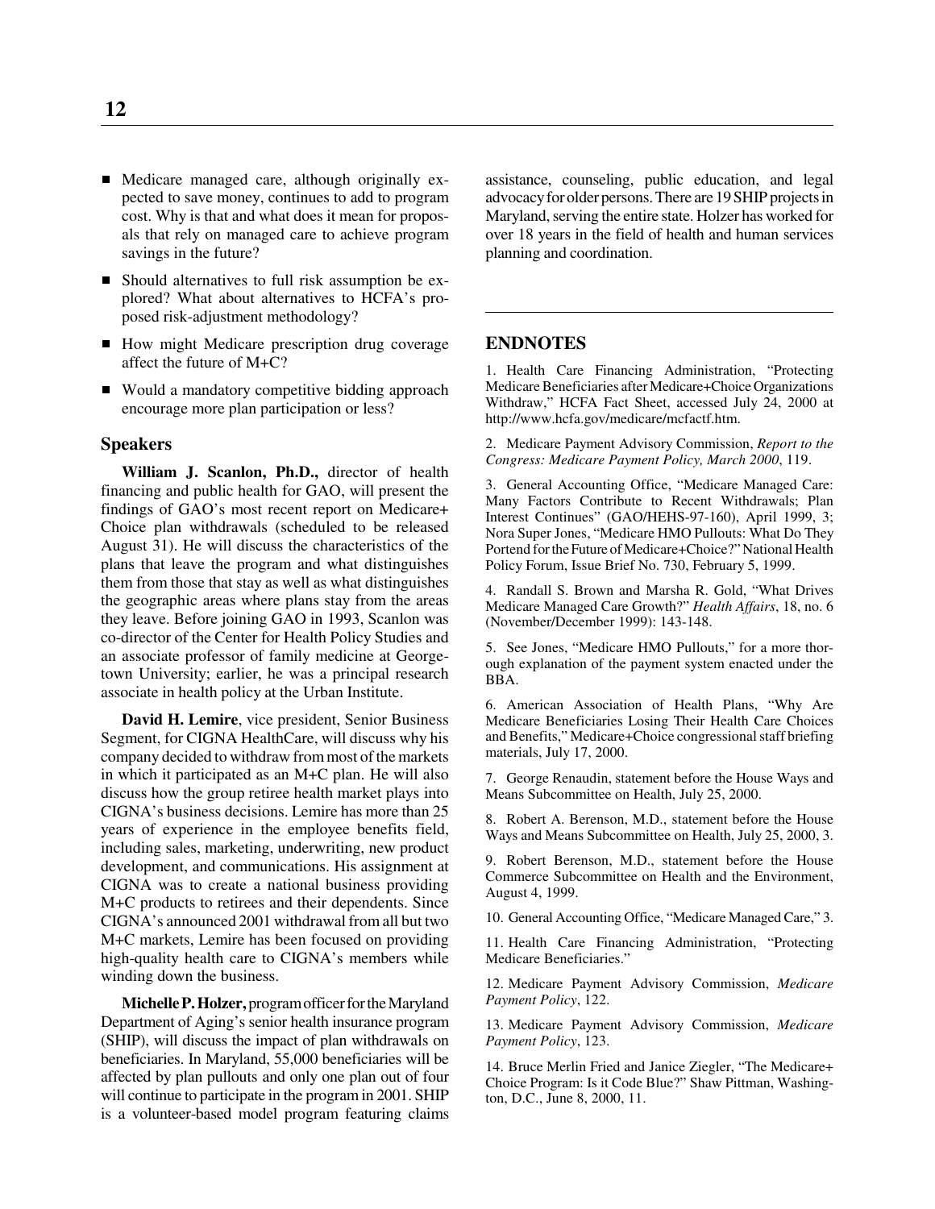- Medicare managed care, although originally expected to save money, continues to add to program cost. Why is that and what does it mean for proposals that rely on managed care to achieve program savings in the future?
- Should alternatives to full risk assumption be explored? What about alternatives to HCFA's proposed risk-adjustment methodology?
- How might Medicare prescription drug coverage affect the future of M+C?
- Would a mandatory competitive bidding approach encourage more plan participation or less?

### Speakers

**William J. Scanlon, Ph.D.,** director of health financing and public health for GAO, will present the findings of GAO's most recent report on Medicare+ Choice plan withdrawals (scheduled to be released August 31). He will discuss the characteristics of the plans that leave the program and what distinguishes them from those that stay as well as what distinguishes the geographic areas where plans stay from the areas they leave. Before joining GAO in 1993, Scanlon was co-director of the Center for Health Policy Studies and an associate professor of family medicine at Georgetown University; earlier, he was a principal research associate in health policy at the Urban Institute.

**David H. Lemire**, vice president, Senior Business Segment, for CIGNA HealthCare, will discuss why his company decided to withdraw from most of the markets in which it participated as an M+C plan. He will also discuss how the group retiree health market plays into CIGNA's business decisions. Lemire has more than 25 years of experience in the employee benefits field, including sales, marketing, underwriting, new product development, and communications. His assignment at CIGNA was to create a national business providing M+C products to retirees and their dependents. Since CIGNA's announced 2001 withdrawal from all but two M+C markets, Lemire has been focused on providing high-quality health care to CIGNA's members while winding down the business.

**Michelle P. Holzer,** program officer for the Maryland Department of Aging's senior health insurance program (SHIP), will discuss the impact of plan withdrawals on beneficiaries. In Maryland, 55,000 beneficiaries will be affected by plan pullouts and only one plan out of four will continue to participate in the program in 2001. SHIP is a volunteer-based model program featuring claims assistance, counseling, public education, and legal advocacy for older persons. There are 19 SHIP projects in Maryland, serving the entire state. Holzer has worked for over 18 years in the field of health and human services planning and coordination.

## ENDNOTES

1. Health Care Financing Administration, "Protecting Medicare Beneficiaries after Medicare+Choice Organizations Withdraw," HCFA Fact Sheet, accessed July 24, 2000 at http://www.hcfa.gov/medicare/mcfactf.htm.

2. Medicare Payment Advisory Commission, *Report to the Congress: Medicare Payment Policy, March 2000*, 119.

3. General Accounting Office, "Medicare Managed Care: Many Factors Contribute to Recent Withdrawals; Plan Interest Continues" (GAO/HEHS-97-160), April 1999, 3; Nora Super Jones, "Medicare HMO Pullouts: What Do They Portend for the Future of Medicare+Choice?" National Health Policy Forum, Issue Brief No. 730, February 5, 1999.

4. Randall S. Brown and Marsha R. Gold, "What Drives Medicare Managed Care Growth?" *Health Affairs*, 18, no. 6 (November/December 1999): 143-148.

5. See Jones, "Medicare HMO Pullouts," for a more thorough explanation of the payment system enacted under the BBA.

6. American Association of Health Plans, "Why Are Medicare Beneficiaries Losing Their Health Care Choices and Benefits," Medicare+Choice congressional staff briefing materials, July 17, 2000.

7. George Renaudin, statement before the House Ways and Means Subcommittee on Health, July 25, 2000.

8. Robert A. Berenson, M.D., statement before the House Ways and Means Subcommittee on Health, July 25, 2000, 3.

9. Robert Berenson, M.D., statement before the House Commerce Subcommittee on Health and the Environment, August 4, 1999.

10. General Accounting Office, "Medicare Managed Care," 3.

11. Health Care Financing Administration, "Protecting Medicare Beneficiaries."

12. Medicare Payment Advisory Commission, *Medicare Payment Policy*, 122.

13. Medicare Payment Advisory Commission, *Medicare Payment Policy*, 123.

14. Bruce Merlin Fried and Janice Ziegler, "The Medicare+ Choice Program: Is it Code Blue?" Shaw Pittman, Washington, D.C., June 8, 2000, 11.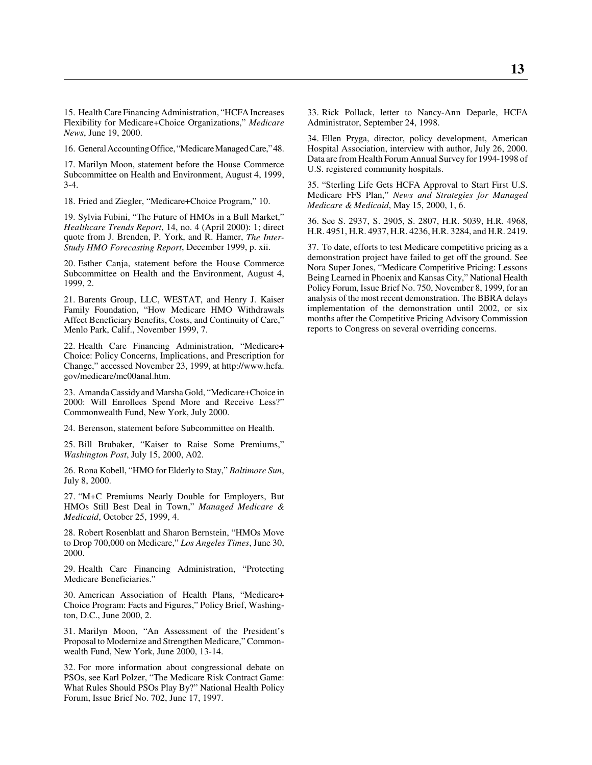15. Health Care Financing Administration, "HCFA Increases Flexibility for Medicare+Choice Organizations," *Medicare News*, June 19, 2000.

16. General Accounting Office, "Medicare Managed Care," 48.

17. Marilyn Moon, statement before the House Commerce Subcommittee on Health and Environment, August 4, 1999, 3-4.

18. Fried and Ziegler, "Medicare+Choice Program," 10.

19. Sylvia Fubini, "The Future of HMOs in a Bull Market," *Healthcare Trends Report*, 14, no. 4 (April 2000): 1; direct quote from J. Brenden, P. York, and R. Hamer, *The InterStudy HMO Forecasting Report*, December 1999, p. xii.

20. Esther Canja, statement before the House Commerce Subcommittee on Health and the Environment, August 4, 1999, 2.

21. Barents Group, LLC, WESTAT, and Henry J. Kaiser Family Foundation, "How Medicare HMO Withdrawals Affect Beneficiary Benefits, Costs, and Continuity of Care," Menlo Park, Calif., November 1999, 7.

22. Health Care Financing Administration, "Medicare+ Choice: Policy Concerns, Implications, and Prescription for Change," accessed November 23, 1999, at http://www.hcfa.gov/medicare/mc00anal.htm.

23. Amanda Cassidy and Marsha Gold, "Medicare+Choice in 2000: Will Enrollees Spend More and Receive Less?" Commonwealth Fund, New York, July 2000.

24. Berenson, statement before Subcommittee on Health.

25. Bill Brubaker, "Kaiser to Raise Some Premiums," *Washington Post*, July 15, 2000, A02.

26. Rona Kobell, "HMO for Elderly to Stay," *Baltimore Sun*, July 8, 2000.

27. "M+C Premiums Nearly Double for Employers, But HMOs Still Best Deal in Town," *Managed Medicare & Medicaid*, October 25, 1999, 4.

28. Robert Rosenblatt and Sharon Bernstein, "HMOs Move to Drop 700,000 on Medicare," *Los Angeles Times*, June 30, 2000.

29. Health Care Financing Administration, "Protecting Medicare Beneficiaries."

30. American Association of Health Plans, "Medicare+ Choice Program: Facts and Figures," Policy Brief, Washington, D.C., June 2000, 2.

31. Marilyn Moon, "An Assessment of the President's Proposal to Modernize and Strengthen Medicare," Commonwealth Fund, New York, June 2000, 13-14.

32. For more information about congressional debate on PSOs, see Karl Polzer, "The Medicare Risk Contract Game: What Rules Should PSOs Play By?" National Health Policy Forum, Issue Brief No. 702, June 17, 1997.

33. Rick Pollack, letter to Nancy-Ann Deparle, HCFA Administrator, September 24, 1998.

34. Ellen Pryga, director, policy development, American Hospital Association, interview with author, July 26, 2000. Data are from Health Forum Annual Survey for 1994-1998 of U.S. registered community hospitals.

35. "Sterling Life Gets HCFA Approval to Start First U.S. Medicare FFS Plan," *News and Strategies for Managed Medicare & Medicaid*, May 15, 2000, 1, 6.

36. See S. 2937, S. 2905, S. 2807, H.R. 5039, H.R. 4968, H.R. 4951, H.R. 4937, H.R. 4236, H.R. 3284, and H.R. 2419.

37. To date, efforts to test Medicare competitive pricing as a demonstration project have failed to get off the ground. See Nora Super Jones, "Medicare Competitive Pricing: Lessons Being Learned in Phoenix and Kansas City," National Health Policy Forum, Issue Brief No. 750, November 8, 1999, for an analysis of the most recent demonstration. The BBRA delays implementation of the demonstration until 2002, or six months after the Competitive Pricing Advisory Commission reports to Congress on several overriding concerns.